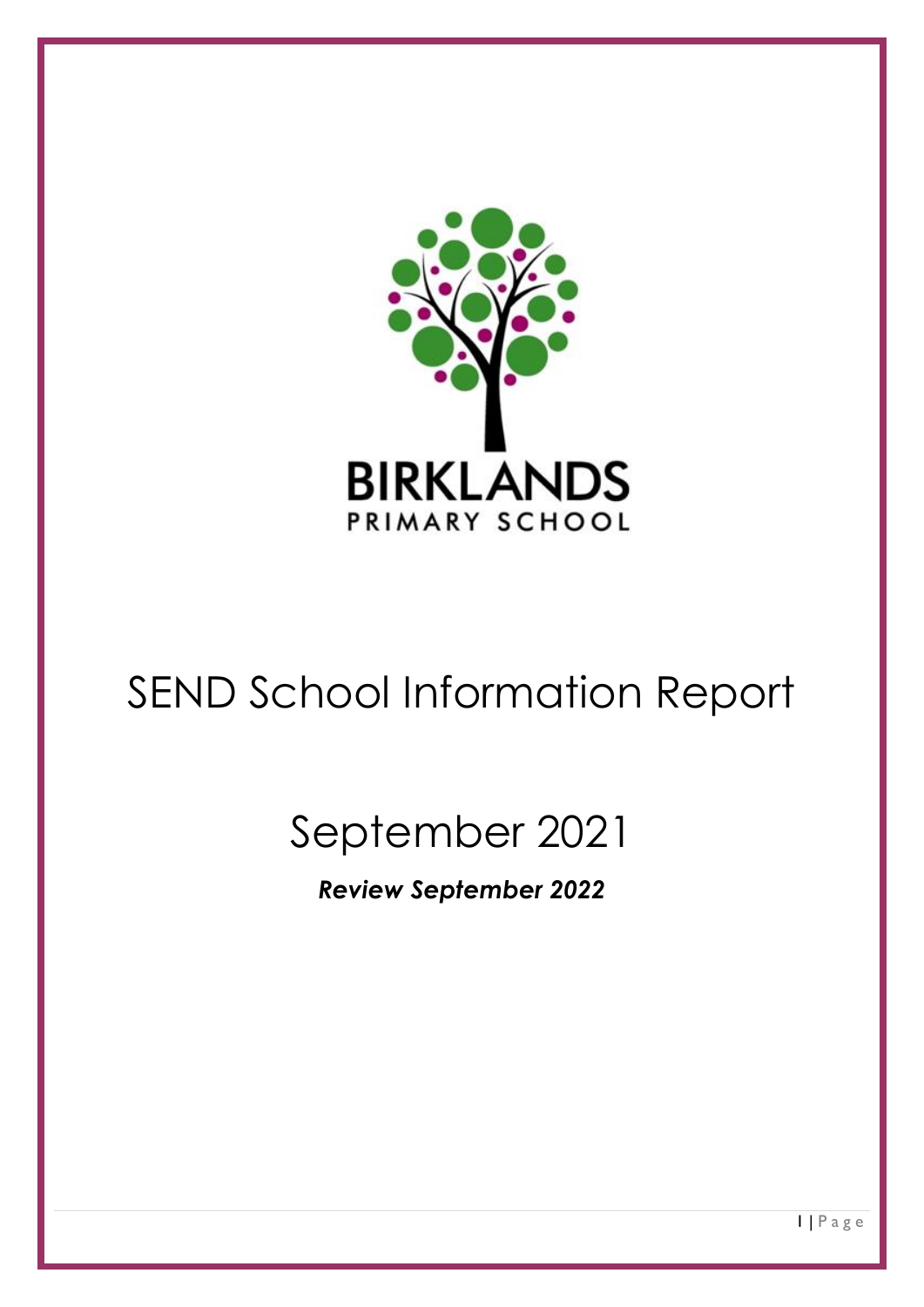BIRKLANDS
PRIMARY SCHOOL

# SEND School Information Report

## September 2021

***Review September 2022***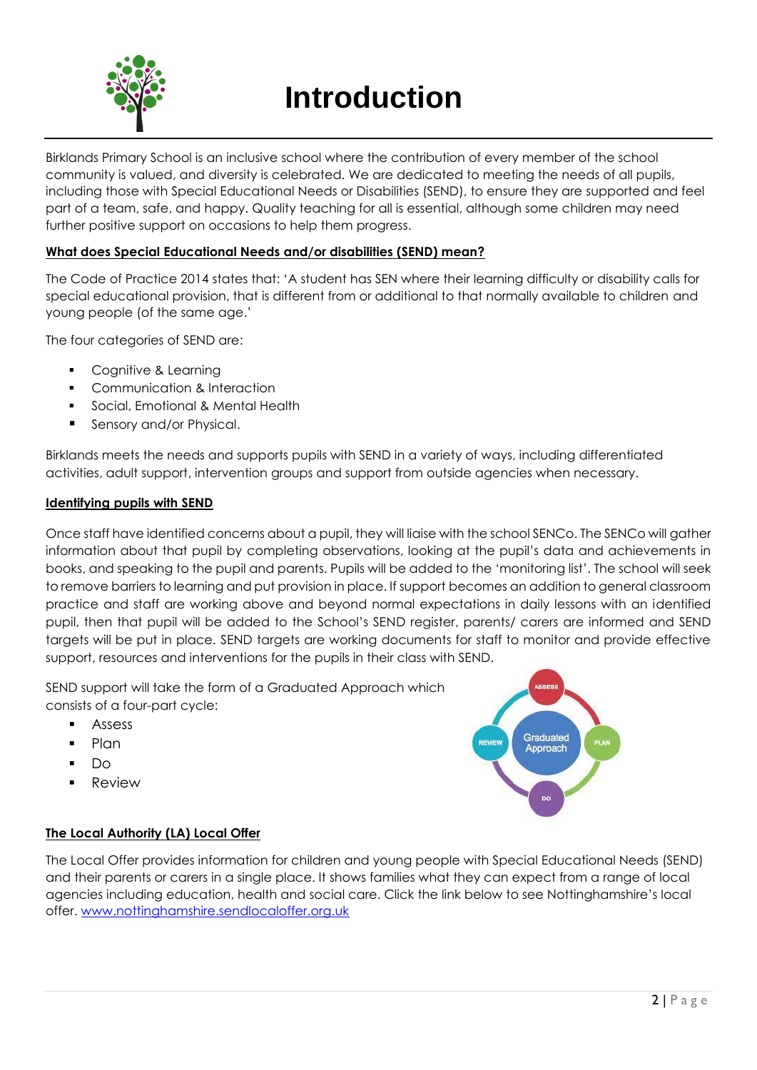# Introduction

Birklands Primary School is an inclusive school where the contribution of every member of the school community is valued, and diversity is celebrated. We are dedicated to meeting the needs of all pupils, including those with Special Educational Needs or Disabilities (SEND), to ensure they are supported and feel part of a team, safe, and happy. Quality teaching for all is essential, although some children may need further positive support on occasions to help them progress.

**What does Special Educational Needs and/or disabilities (SEND) mean?**

The Code of Practice 2014 states that: 'A student has SEN where their learning difficulty or disability calls for special educational provision, that is different from or additional to that normally available to children and young people (of the same age.'

The four categories of SEND are:

- Cognitive & Learning
- Communication & Interaction
- Social, Emotional & Mental Health
- Sensory and/or Physical.

Birklands meets the needs and supports pupils with SEND in a variety of ways, including differentiated activities, adult support, intervention groups and support from outside agencies when necessary.

**Identifying pupils with SEND**

Once staff have identified concerns about a pupil, they will liaise with the school SENCo. The SENCo will gather information about that pupil by completing observations, looking at the pupil's data and achievements in books, and speaking to the pupil and parents. Pupils will be added to the 'monitoring list'. The school will seek to remove barriers to learning and put provision in place. If support becomes an addition to general classroom practice and staff are working above and beyond normal expectations in daily lessons with an identified pupil, then that pupil will be added to the School's SEND register, parents/ carers are informed and SEND targets will be put in place. SEND targets are working documents for staff to monitor and provide effective support, resources and interventions for the pupils in their class with SEND.

SEND support will take the form of a Graduated Approach which consists of a four-part cycle:

- Assess
- Plan
- Do
- Review

**The Local Authority (LA) Local Offer**

The Local Offer provides information for children and young people with Special Educational Needs (SEND) and their parents or carers in a single place. It shows families what they can expect from a range of local agencies including education, health and social care. Click the link below to see Nottinghamshire's local offer. [www.nottinghamshire.sendlocaloffer.org.uk](http://www.nottinghamshire.sendlocaloffer.org.uk)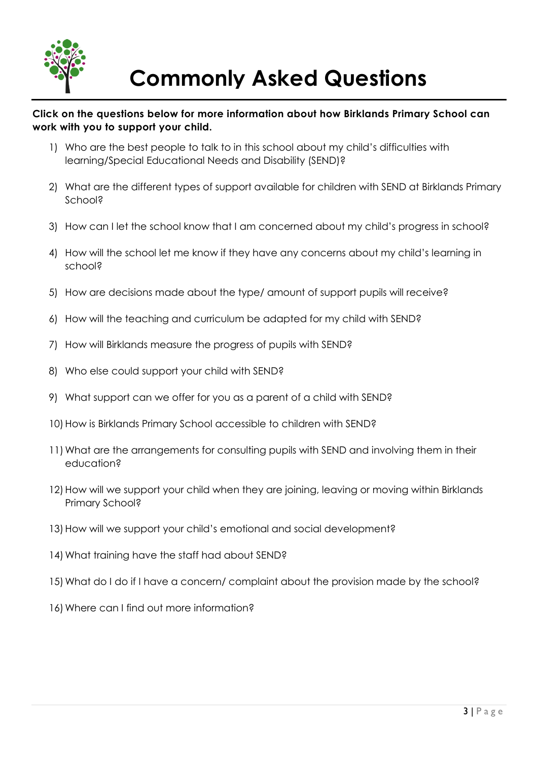# Commonly Asked Questions

**Click on the questions below for more information about how Birklands Primary School can work with you to support your child.**

1) Who are the best people to talk to in this school about my child's difficulties with learning/Special Educational Needs and Disability (SEND)?
2) What are the different types of support available for children with SEND at Birklands Primary School?
3) How can I let the school know that I am concerned about my child's progress in school?
4) How will the school let me know if they have any concerns about my child's learning in school?
5) How are decisions made about the type/ amount of support pupils will receive?
6) How will the teaching and curriculum be adapted for my child with SEND?
7) How will Birklands measure the progress of pupils with SEND?
8) Who else could support your child with SEND?
9) What support can we offer for you as a parent of a child with SEND?
10) How is Birklands Primary School accessible to children with SEND?
11) What are the arrangements for consulting pupils with SEND and involving them in their education?
12) How will we support your child when they are joining, leaving or moving within Birklands Primary School?
13) How will we support your child's emotional and social development?
14) What training have the staff had about SEND?
15) What do I do if I have a concern/ complaint about the provision made by the school?
16) Where can I find out more information?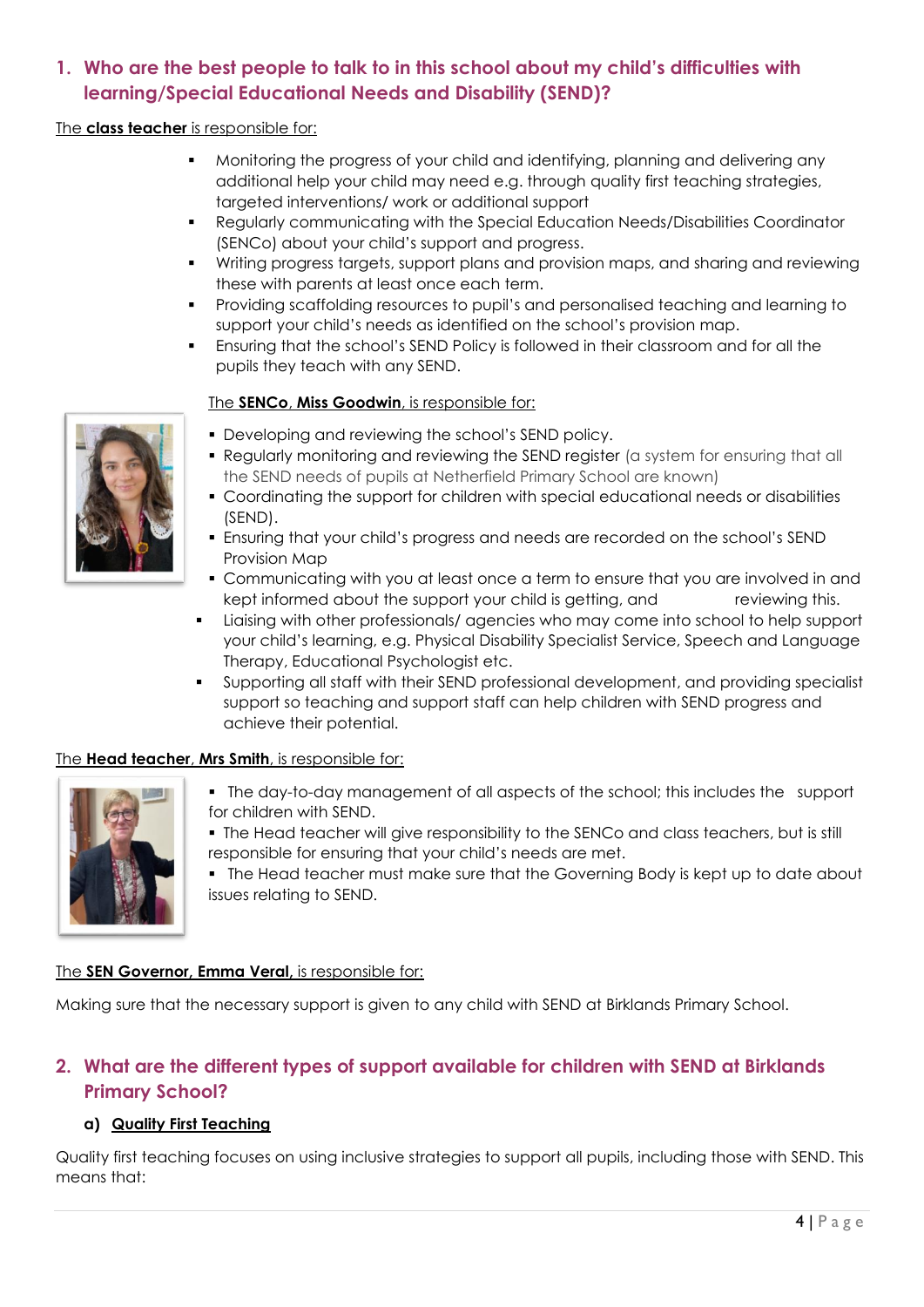## 1. Who are the best people to talk to in this school about my child's difficulties with learning/Special Educational Needs and Disability (SEND)?

The **class teacher** is responsible for:

- Monitoring the progress of your child and identifying, planning and delivering any additional help your child may need e.g. through quality first teaching strategies, targeted interventions/ work or additional support
- Regularly communicating with the Special Education Needs/Disabilities Coordinator (SENCo) about your child's support and progress.
- Writing progress targets, support plans and provision maps, and sharing and reviewing these with parents at least once each term.
- Providing scaffolding resources to pupil's and personalised teaching and learning to support your child's needs as identified on the school's provision map.
- Ensuring that the school's SEND Policy is followed in their classroom and for all the pupils they teach with any SEND.

The **SENCo**, **Miss Goodwin**, is responsible for:

- Developing and reviewing the school's SEND policy.
- Regularly monitoring and reviewing the SEND register (a system for ensuring that all the SEND needs of pupils at Netherfield Primary School are known)
- Coordinating the support for children with special educational needs or disabilities (SEND).
- Ensuring that your child's progress and needs are recorded on the school's SEND Provision Map
- Communicating with you at least once a term to ensure that you are involved in and kept informed about the support your child is getting, and reviewing this.
- Liaising with other professionals/ agencies who may come into school to help support your child's learning, e.g. Physical Disability Specialist Service, Speech and Language Therapy, Educational Psychologist etc.
- Supporting all staff with their SEND professional development, and providing specialist support so teaching and support staff can help children with SEND progress and achieve their potential.

The **Head teacher**, **Mrs Smith**, is responsible for:

- The day-to-day management of all aspects of the school; this includes the support for children with SEND.
- The Head teacher will give responsibility to the SENCo and class teachers, but is still responsible for ensuring that your child's needs are met.
- The Head teacher must make sure that the Governing Body is kept up to date about issues relating to SEND.

The **SEN Governor, Emma Veral,** is responsible for:

Making sure that the necessary support is given to any child with SEND at Birklands Primary School.

## 2. What are the different types of support available for children with SEND at Birklands Primary School?

### a) Quality First Teaching

Quality first teaching focuses on using inclusive strategies to support all pupils, including those with SEND. This means that: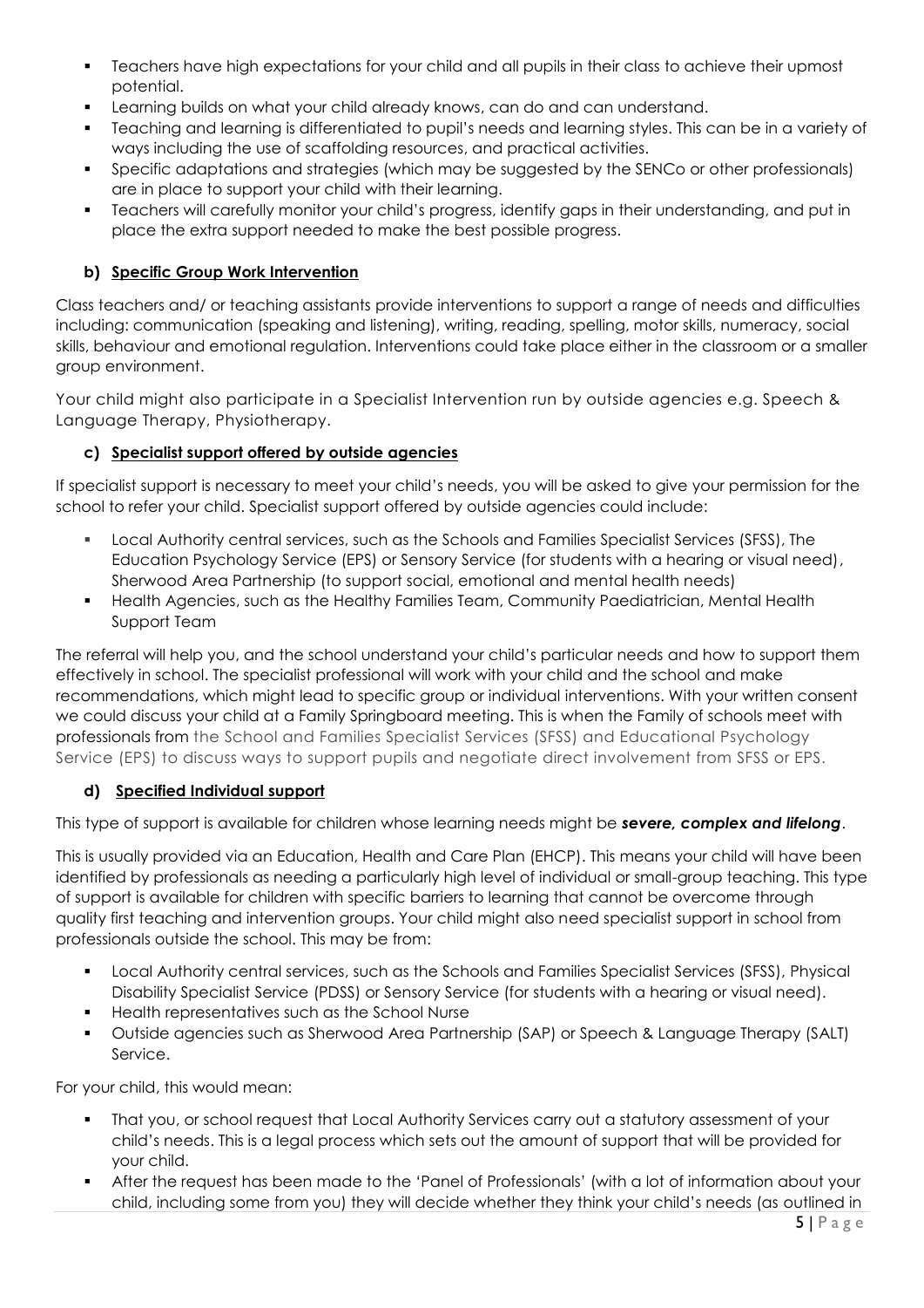- Teachers have high expectations for your child and all pupils in their class to achieve their upmost potential.
- Learning builds on what your child already knows, can do and can understand.
- Teaching and learning is differentiated to pupil's needs and learning styles. This can be in a variety of ways including the use of scaffolding resources, and practical activities.
- Specific adaptations and strategies (which may be suggested by the SENCo or other professionals) are in place to support your child with their learning.
- Teachers will carefully monitor your child's progress, identify gaps in their understanding, and put in place the extra support needed to make the best possible progress.

**b) Specific Group Work Intervention**

Class teachers and/ or teaching assistants provide interventions to support a range of needs and difficulties including: communication (speaking and listening), writing, reading, spelling, motor skills, numeracy, social skills, behaviour and emotional regulation. Interventions could take place either in the classroom or a smaller group environment.

Your child might also participate in a Specialist Intervention run by outside agencies e.g. Speech & Language Therapy, Physiotherapy.

**c) Specialist support offered by outside agencies**

If specialist support is necessary to meet your child's needs, you will be asked to give your permission for the school to refer your child. Specialist support offered by outside agencies could include:

- Local Authority central services, such as the Schools and Families Specialist Services (SFSS), The Education Psychology Service (EPS) or Sensory Service (for students with a hearing or visual need), Sherwood Area Partnership (to support social, emotional and mental health needs)
- Health Agencies, such as the Healthy Families Team, Community Paediatrician, Mental Health Support Team

The referral will help you, and the school understand your child's particular needs and how to support them effectively in school. The specialist professional will work with your child and the school and make recommendations, which might lead to specific group or individual interventions. With your written consent we could discuss your child at a Family Springboard meeting. This is when the Family of schools meet with professionals from the School and Families Specialist Services (SFSS) and Educational Psychology Service (EPS) to discuss ways to support pupils and negotiate direct involvement from SFSS or EPS.

**d) Specified Individual support**

This type of support is available for children whose learning needs might be ***severe, complex and lifelong***.

This is usually provided via an Education, Health and Care Plan (EHCP). This means your child will have been identified by professionals as needing a particularly high level of individual or small-group teaching. This type of support is available for children with specific barriers to learning that cannot be overcome through quality first teaching and intervention groups. Your child might also need specialist support in school from professionals outside the school. This may be from:

- Local Authority central services, such as the Schools and Families Specialist Services (SFSS), Physical Disability Specialist Service (PDSS) or Sensory Service (for students with a hearing or visual need).
- Health representatives such as the School Nurse
- Outside agencies such as Sherwood Area Partnership (SAP) or Speech & Language Therapy (SALT) Service.

For your child, this would mean:

- That you, or school request that Local Authority Services carry out a statutory assessment of your child's needs. This is a legal process which sets out the amount of support that will be provided for your child.
- After the request has been made to the 'Panel of Professionals' (with a lot of information about your child, including some from you) they will decide whether they think your child's needs (as outlined in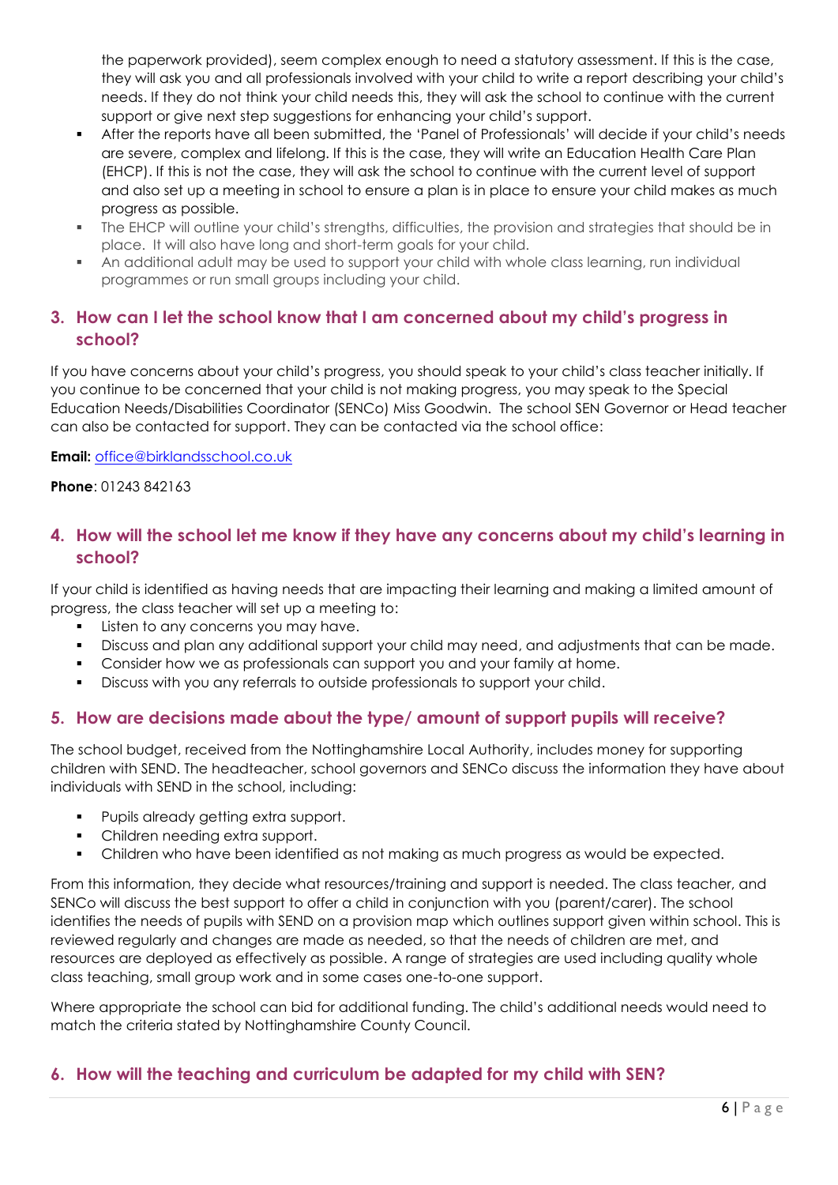the paperwork provided), seem complex enough to need a statutory assessment. If this is the case, they will ask you and all professionals involved with your child to write a report describing your child's needs. If they do not think your child needs this, they will ask the school to continue with the current support or give next step suggestions for enhancing your child's support.

- After the reports have all been submitted, the 'Panel of Professionals' will decide if your child's needs are severe, complex and lifelong. If this is the case, they will write an Education Health Care Plan (EHCP). If this is not the case, they will ask the school to continue with the current level of support and also set up a meeting in school to ensure a plan is in place to ensure your child makes as much progress as possible.
- The EHCP will outline your child's strengths, difficulties, the provision and strategies that should be in place. It will also have long and short-term goals for your child.
- An additional adult may be used to support your child with whole class learning, run individual programmes or run small groups including your child.

## 3. How can I let the school know that I am concerned about my child's progress in school?

If you have concerns about your child's progress, you should speak to your child's class teacher initially. If you continue to be concerned that your child is not making progress, you may speak to the Special Education Needs/Disabilities Coordinator (SENCo) Miss Goodwin. The school SEN Governor or Head teacher can also be contacted for support. They can be contacted via the school office:

**Email:** office@birklandsschool.co.uk

**Phone**: 01243 842163

## 4. How will the school let me know if they have any concerns about my child's learning in school?

If your child is identified as having needs that are impacting their learning and making a limited amount of progress, the class teacher will set up a meeting to:

- Listen to any concerns you may have.
- Discuss and plan any additional support your child may need, and adjustments that can be made.
- Consider how we as professionals can support you and your family at home.
- Discuss with you any referrals to outside professionals to support your child.

## 5. How are decisions made about the type/ amount of support pupils will receive?

The school budget, received from the Nottinghamshire Local Authority, includes money for supporting children with SEND. The headteacher, school governors and SENCo discuss the information they have about individuals with SEND in the school, including:

- Pupils already getting extra support.
- Children needing extra support.
- Children who have been identified as not making as much progress as would be expected.

From this information, they decide what resources/training and support is needed. The class teacher, and SENCo will discuss the best support to offer a child in conjunction with you (parent/carer). The school identifies the needs of pupils with SEND on a provision map which outlines support given within school. This is reviewed regularly and changes are made as needed, so that the needs of children are met, and resources are deployed as effectively as possible. A range of strategies are used including quality whole class teaching, small group work and in some cases one-to-one support.

Where appropriate the school can bid for additional funding. The child's additional needs would need to match the criteria stated by Nottinghamshire County Council.

## 6. How will the teaching and curriculum be adapted for my child with SEN?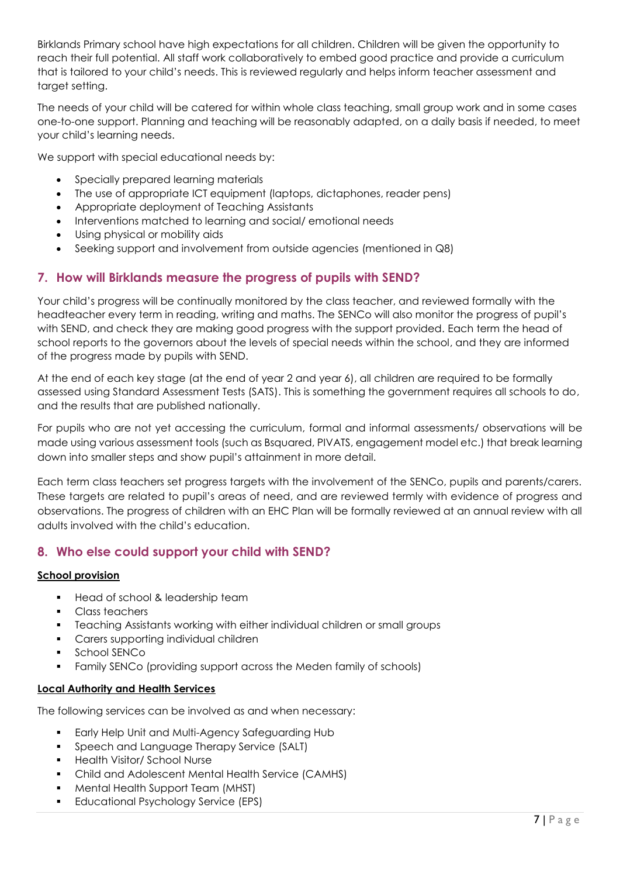Birklands Primary school have high expectations for all children. Children will be given the opportunity to reach their full potential. All staff work collaboratively to embed good practice and provide a curriculum that is tailored to your child's needs. This is reviewed regularly and helps inform teacher assessment and target setting.

The needs of your child will be catered for within whole class teaching, small group work and in some cases one-to-one support. Planning and teaching will be reasonably adapted, on a daily basis if needed, to meet your child's learning needs.

We support with special educational needs by:

- Specially prepared learning materials
- The use of appropriate ICT equipment (laptops, dictaphones, reader pens)
- Appropriate deployment of Teaching Assistants
- Interventions matched to learning and social/ emotional needs
- Using physical or mobility aids
- Seeking support and involvement from outside agencies (mentioned in Q8)

## 7. How will Birklands measure the progress of pupils with SEND?

Your child's progress will be continually monitored by the class teacher, and reviewed formally with the headteacher every term in reading, writing and maths. The SENCo will also monitor the progress of pupil's with SEND, and check they are making good progress with the support provided. Each term the head of school reports to the governors about the levels of special needs within the school, and they are informed of the progress made by pupils with SEND.

At the end of each key stage (at the end of year 2 and year 6), all children are required to be formally assessed using Standard Assessment Tests (SATS). This is something the government requires all schools to do, and the results that are published nationally.

For pupils who are not yet accessing the curriculum, formal and informal assessments/ observations will be made using various assessment tools (such as Bsquared, PIVATS, engagement model etc.) that break learning down into smaller steps and show pupil's attainment in more detail.

Each term class teachers set progress targets with the involvement of the SENCo, pupils and parents/carers. These targets are related to pupil's areas of need, and are reviewed termly with evidence of progress and observations. The progress of children with an EHC Plan will be formally reviewed at an annual review with all adults involved with the child's education.

## 8. Who else could support your child with SEND?

**School provision**

- Head of school & leadership team
- Class teachers
- Teaching Assistants working with either individual children or small groups
- Carers supporting individual children
- School SENCo
- Family SENCo (providing support across the Meden family of schools)

**Local Authority and Health Services**

The following services can be involved as and when necessary:

- Early Help Unit and Multi-Agency Safeguarding Hub
- Speech and Language Therapy Service (SALT)
- Health Visitor/ School Nurse
- Child and Adolescent Mental Health Service (CAMHS)
- Mental Health Support Team (MHST)
- Educational Psychology Service (EPS)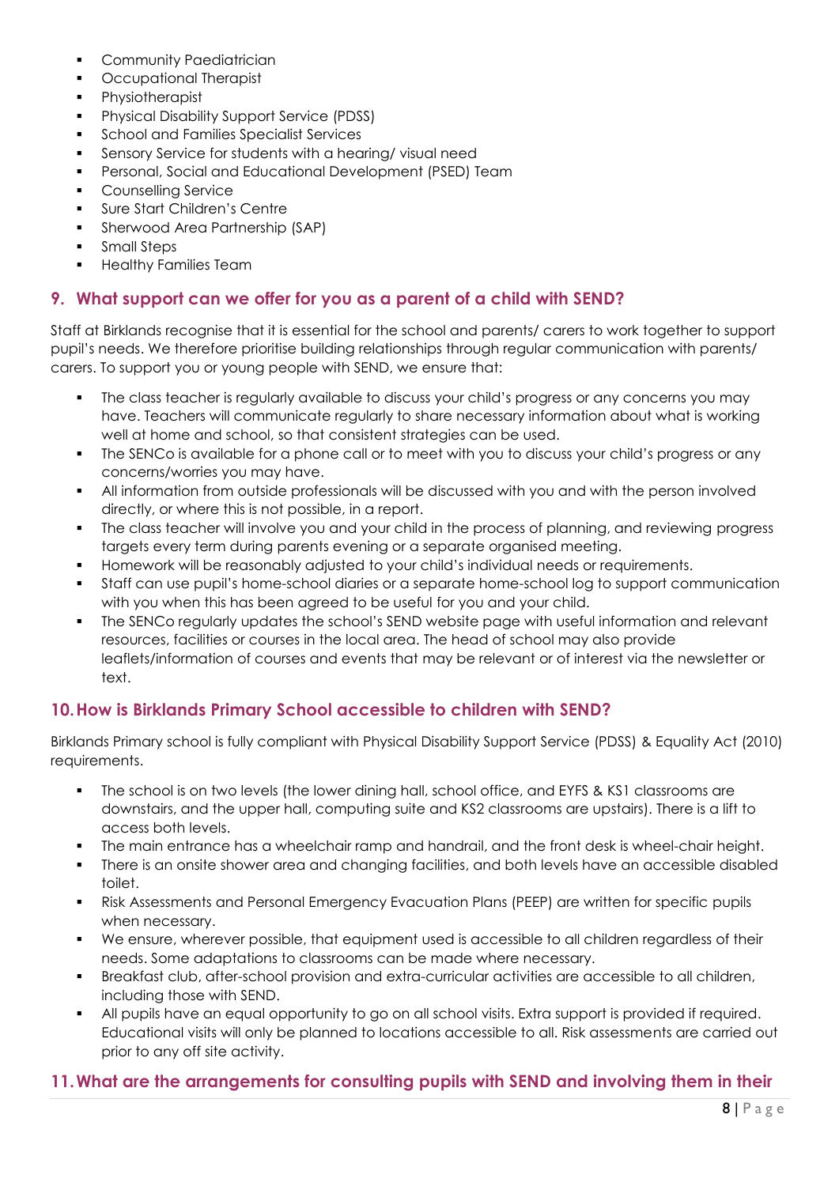- Community Paediatrician
- Occupational Therapist
- Physiotherapist
- Physical Disability Support Service (PDSS)
- School and Families Specialist Services
- Sensory Service for students with a hearing/ visual need
- Personal, Social and Educational Development (PSED) Team
- Counselling Service
- Sure Start Children's Centre
- Sherwood Area Partnership (SAP)
- Small Steps
- Healthy Families Team

## 9. What support can we offer for you as a parent of a child with SEND?

Staff at Birklands recognise that it is essential for the school and parents/ carers to work together to support pupil's needs. We therefore prioritise building relationships through regular communication with parents/ carers. To support you or young people with SEND, we ensure that:

- The class teacher is regularly available to discuss your child's progress or any concerns you may have. Teachers will communicate regularly to share necessary information about what is working well at home and school, so that consistent strategies can be used.
- The SENCo is available for a phone call or to meet with you to discuss your child's progress or any concerns/worries you may have.
- All information from outside professionals will be discussed with you and with the person involved directly, or where this is not possible, in a report.
- The class teacher will involve you and your child in the process of planning, and reviewing progress targets every term during parents evening or a separate organised meeting.
- Homework will be reasonably adjusted to your child's individual needs or requirements.
- Staff can use pupil's home-school diaries or a separate home-school log to support communication with you when this has been agreed to be useful for you and your child.
- The SENCo regularly updates the school's SEND website page with useful information and relevant resources, facilities or courses in the local area. The head of school may also provide leaflets/information of courses and events that may be relevant or of interest via the newsletter or text.

## 10. How is Birklands Primary School accessible to children with SEND?

Birklands Primary school is fully compliant with Physical Disability Support Service (PDSS) & Equality Act (2010) requirements.

- The school is on two levels (the lower dining hall, school office, and EYFS & KS1 classrooms are downstairs, and the upper hall, computing suite and KS2 classrooms are upstairs). There is a lift to access both levels.
- The main entrance has a wheelchair ramp and handrail, and the front desk is wheel-chair height.
- There is an onsite shower area and changing facilities, and both levels have an accessible disabled toilet.
- Risk Assessments and Personal Emergency Evacuation Plans (PEEP) are written for specific pupils when necessary.
- We ensure, wherever possible, that equipment used is accessible to all children regardless of their needs. Some adaptations to classrooms can be made where necessary.
- Breakfast club, after-school provision and extra-curricular activities are accessible to all children, including those with SEND.
- All pupils have an equal opportunity to go on all school visits. Extra support is provided if required. Educational visits will only be planned to locations accessible to all. Risk assessments are carried out prior to any off site activity.

## 11. What are the arrangements for consulting pupils with SEND and involving them in their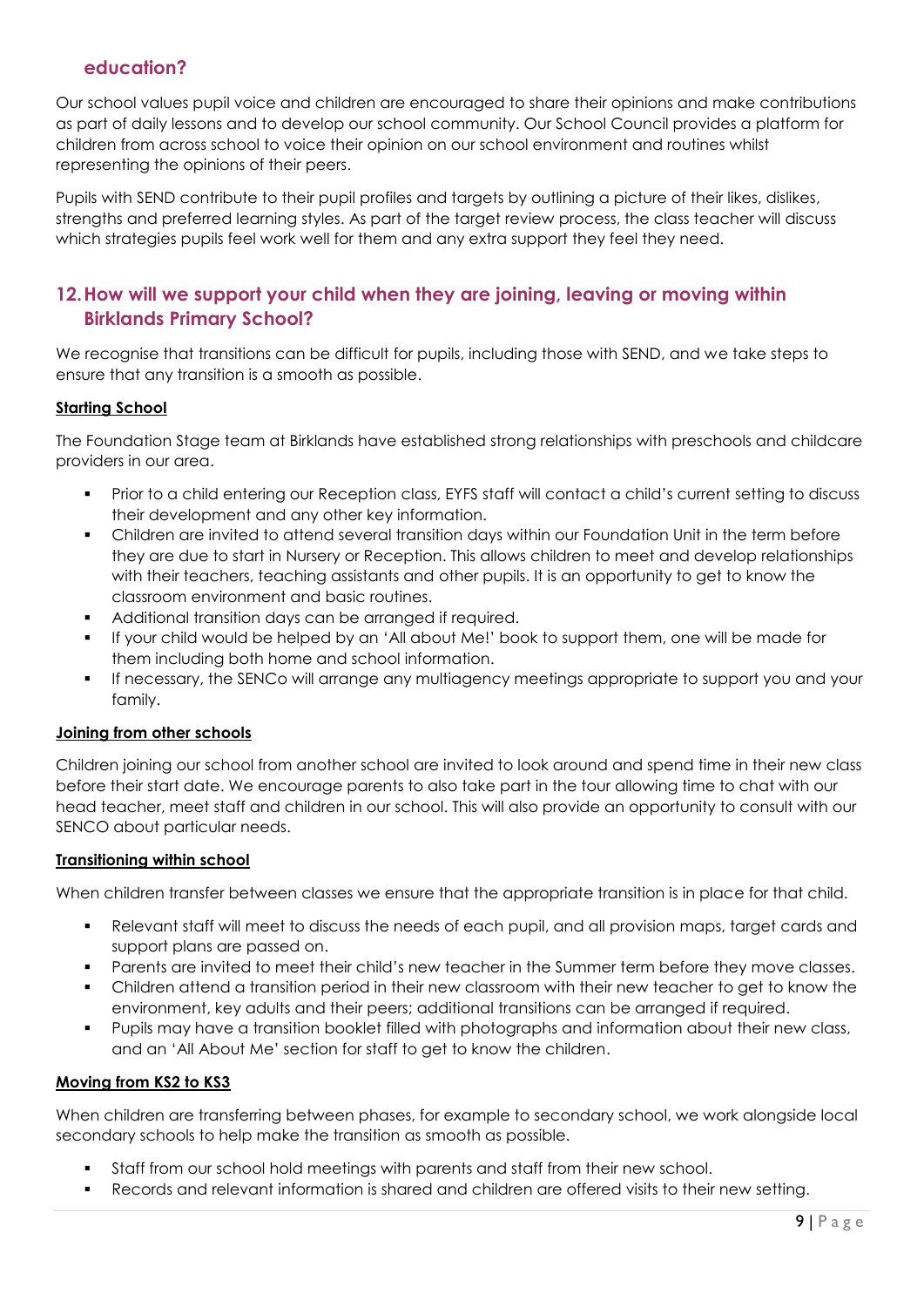## education?

Our school values pupil voice and children are encouraged to share their opinions and make contributions as part of daily lessons and to develop our school community. Our School Council provides a platform for children from across school to voice their opinion on our school environment and routines whilst representing the opinions of their peers.

Pupils with SEND contribute to their pupil profiles and targets by outlining a picture of their likes, dislikes, strengths and preferred learning styles. As part of the target review process, the class teacher will discuss which strategies pupils feel work well for them and any extra support they feel they need.

## 12. How will we support your child when they are joining, leaving or moving within Birklands Primary School?

We recognise that transitions can be difficult for pupils, including those with SEND, and we take steps to ensure that any transition is a smooth as possible.

**Starting School**

The Foundation Stage team at Birklands have established strong relationships with preschools and childcare providers in our area.

- Prior to a child entering our Reception class, EYFS staff will contact a child's current setting to discuss their development and any other key information.
- Children are invited to attend several transition days within our Foundation Unit in the term before they are due to start in Nursery or Reception. This allows children to meet and develop relationships with their teachers, teaching assistants and other pupils. It is an opportunity to get to know the classroom environment and basic routines.
- Additional transition days can be arranged if required.
- If your child would be helped by an 'All about Me!' book to support them, one will be made for them including both home and school information.
- If necessary, the SENCo will arrange any multiagency meetings appropriate to support you and your family.

**Joining from other schools**

Children joining our school from another school are invited to look around and spend time in their new class before their start date. We encourage parents to also take part in the tour allowing time to chat with our head teacher, meet staff and children in our school. This will also provide an opportunity to consult with our SENCO about particular needs.

**Transitioning within school**

When children transfer between classes we ensure that the appropriate transition is in place for that child.

- Relevant staff will meet to discuss the needs of each pupil, and all provision maps, target cards and support plans are passed on.
- Parents are invited to meet their child's new teacher in the Summer term before they move classes.
- Children attend a transition period in their new classroom with their new teacher to get to know the environment, key adults and their peers; additional transitions can be arranged if required.
- Pupils may have a transition booklet filled with photographs and information about their new class, and an 'All About Me' section for staff to get to know the children.

**Moving from KS2 to KS3**

When children are transferring between phases, for example to secondary school, we work alongside local secondary schools to help make the transition as smooth as possible.

- Staff from our school hold meetings with parents and staff from their new school.
- Records and relevant information is shared and children are offered visits to their new setting.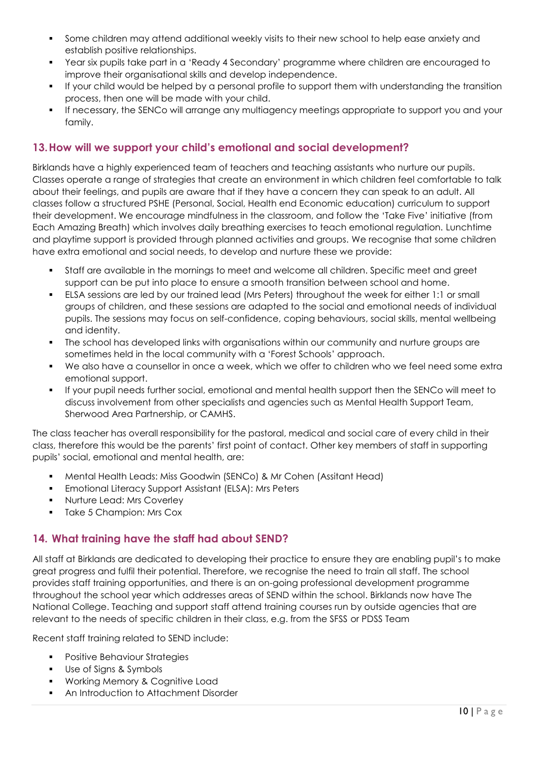- Some children may attend additional weekly visits to their new school to help ease anxiety and establish positive relationships.
- Year six pupils take part in a 'Ready 4 Secondary' programme where children are encouraged to improve their organisational skills and develop independence.
- If your child would be helped by a personal profile to support them with understanding the transition process, then one will be made with your child.
- If necessary, the SENCo will arrange any multiagency meetings appropriate to support you and your family.

## 13. How will we support your child's emotional and social development?

Birklands have a highly experienced team of teachers and teaching assistants who nurture our pupils. Classes operate a range of strategies that create an environment in which children feel comfortable to talk about their feelings, and pupils are aware that if they have a concern they can speak to an adult. All classes follow a structured PSHE (Personal, Social, Health end Economic education) curriculum to support their development. We encourage mindfulness in the classroom, and follow the 'Take Five' initiative (from Each Amazing Breath) which involves daily breathing exercises to teach emotional regulation. Lunchtime and playtime support is provided through planned activities and groups. We recognise that some children have extra emotional and social needs, to develop and nurture these we provide:

- Staff are available in the mornings to meet and welcome all children. Specific meet and greet support can be put into place to ensure a smooth transition between school and home.
- ELSA sessions are led by our trained lead (Mrs Peters) throughout the week for either 1:1 or small groups of children, and these sessions are adapted to the social and emotional needs of individual pupils. The sessions may focus on self-confidence, coping behaviours, social skills, mental wellbeing and identity.
- The school has developed links with organisations within our community and nurture groups are sometimes held in the local community with a 'Forest Schools' approach.
- We also have a counsellor in once a week, which we offer to children who we feel need some extra emotional support.
- If your pupil needs further social, emotional and mental health support then the SENCo will meet to discuss involvement from other specialists and agencies such as Mental Health Support Team, Sherwood Area Partnership, or CAMHS.

The class teacher has overall responsibility for the pastoral, medical and social care of every child in their class, therefore this would be the parents' first point of contact. Other key members of staff in supporting pupils' social, emotional and mental health, are:

- Mental Health Leads: Miss Goodwin (SENCo) & Mr Cohen (Assitant Head)
- Emotional Literacy Support Assistant (ELSA): Mrs Peters
- Nurture Lead: Mrs Coverley
- Take 5 Champion: Mrs Cox

## 14. What training have the staff had about SEND?

All staff at Birklands are dedicated to developing their practice to ensure they are enabling pupil's to make great progress and fulfil their potential. Therefore, we recognise the need to train all staff. The school provides staff training opportunities, and there is an on-going professional development programme throughout the school year which addresses areas of SEND within the school. Birklands now have The National College. Teaching and support staff attend training courses run by outside agencies that are relevant to the needs of specific children in their class, e.g. from the SFSS or PDSS Team

Recent staff training related to SEND include:

- Positive Behaviour Strategies
- Use of Signs & Symbols
- Working Memory & Cognitive Load
- An Introduction to Attachment Disorder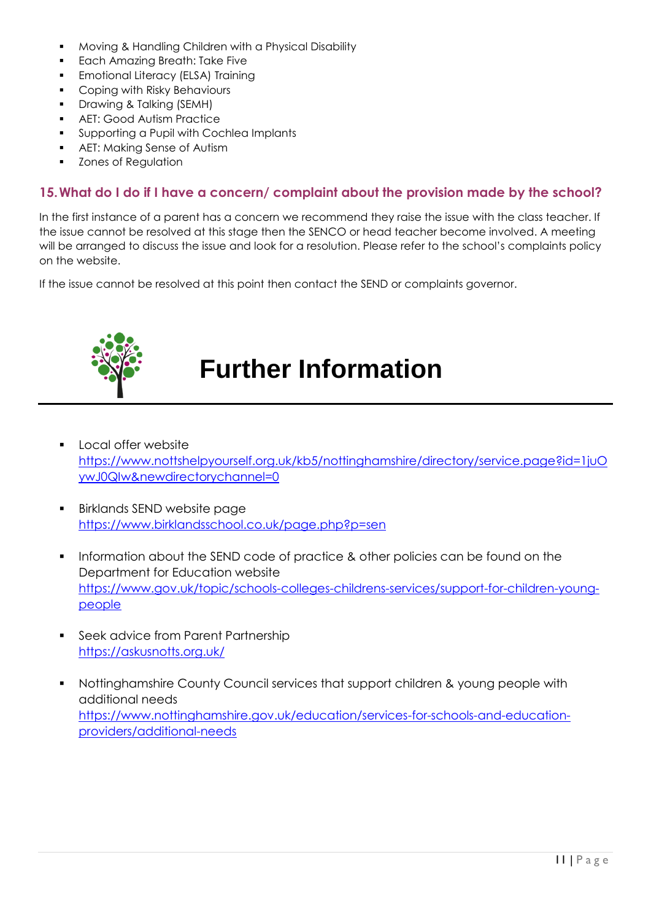- Moving & Handling Children with a Physical Disability
- Each Amazing Breath: Take Five
- Emotional Literacy (ELSA) Training
- Coping with Risky Behaviours
- Drawing & Talking (SEMH)
- AET: Good Autism Practice
- Supporting a Pupil with Cochlea Implants
- AET: Making Sense of Autism
- Zones of Regulation

## 15. What do I do if I have a concern/ complaint about the provision made by the school?

In the first instance of a parent has a concern we recommend they raise the issue with the class teacher. If the issue cannot be resolved at this stage then the SENCO or head teacher become involved. A meeting will be arranged to discuss the issue and look for a resolution. Please refer to the school's complaints policy on the website.

If the issue cannot be resolved at this point then contact the SEND or complaints governor.

# Further Information

- Local offer website
  https://www.nottshelpyourself.org.uk/kb5/nottinghamshire/directory/service.page?id=1juOywJ0Qlw&newdirectorychannel=0

- Birklands SEND website page
  https://www.birklandsschool.co.uk/page.php?p=sen

- Information about the SEND code of practice & other policies can be found on the Department for Education website
  https://www.gov.uk/topic/schools-colleges-childrens-services/support-for-children-young-people

- Seek advice from Parent Partnership
  https://askusnotts.org.uk/

- Nottinghamshire County Council services that support children & young people with additional needs
  https://www.nottinghamshire.gov.uk/education/services-for-schools-and-education-providers/additional-needs